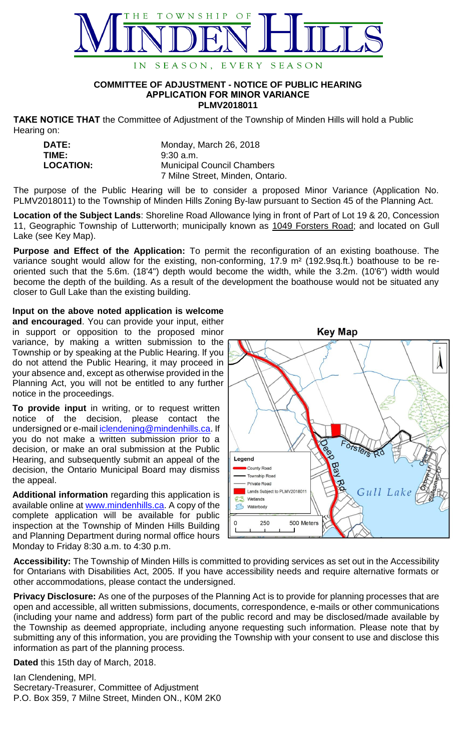# THE TOWNSHIP OF MINDEN HILLS

IN SEASON, EVERY SEASON

**COMMITTEE OF ADJUSTMENT - NOTICE OF PUBLIC HEARING**
**APPLICATION FOR MINOR VARIANCE**
**PLMV2018011**

**TAKE NOTICE THAT** the Committee of Adjustment of the Township of Minden Hills will hold a Public Hearing on:

| | |
|---|---|
| **DATE:** | Monday, March 26, 2018 |
| **TIME:** | 9:30 a.m. |
| **LOCATION:** | Municipal Council Chambers<br>7 Milne Street, Minden, Ontario. |

The purpose of the Public Hearing will be to consider a proposed Minor Variance (Application No. PLMV2018011) to the Township of Minden Hills Zoning By-law pursuant to Section 45 of the Planning Act.

**Location of the Subject Lands**: Shoreline Road Allowance lying in front of Part of Lot 19 & 20, Concession 11, Geographic Township of Lutterworth; municipally known as 1049 Forsters Road; and located on Gull Lake (see Key Map).

**Purpose and Effect of the Application:** To permit the reconfiguration of an existing boathouse. The variance sought would allow for the existing, non-conforming, 17.9 m² (192.9sq.ft.) boathouse to be re-oriented such that the 5.6m. (18'4") depth would become the width, while the 3.2m. (10'6") width would become the depth of the building. As a result of the development the boathouse would not be situated any closer to Gull Lake than the existing building.

**Input on the above noted application is welcome and encouraged**. You can provide your input, either in support or opposition to the proposed minor variance, by making a written submission to the Township or by speaking at the Public Hearing. If you do not attend the Public Hearing, it may proceed in your absence and, except as otherwise provided in the Planning Act, you will not be entitled to any further notice in the proceedings.

**To provide input** in writing, or to request written notice of the decision, please contact the undersigned or e-mail iclendening@mindenhills.ca. If you do not make a written submission prior to a decision, or make an oral submission at the Public Hearing, and subsequently submit an appeal of the decision, the Ontario Municipal Board may dismiss the appeal.

**Additional information** regarding this application is available online at www.mindenhills.ca. A copy of the complete application will be available for public inspection at the Township of Minden Hills Building and Planning Department during normal office hours Monday to Friday 8:30 a.m. to 4:30 p.m.

**Key Map**

Legend: County Road; Township Road; Private Road; Lands Subject to PLMV2018011; Wetlands; Waterbody

0 250 500 Meters

**Accessibility:** The Township of Minden Hills is committed to providing services as set out in the Accessibility for Ontarians with Disabilities Act, 2005. If you have accessibility needs and require alternative formats or other accommodations, please contact the undersigned.

**Privacy Disclosure:** As one of the purposes of the Planning Act is to provide for planning processes that are open and accessible, all written submissions, documents, correspondence, e-mails or other communications (including your name and address) form part of the public record and may be disclosed/made available by the Township as deemed appropriate, including anyone requesting such information. Please note that by submitting any of this information, you are providing the Township with your consent to use and disclose this information as part of the planning process.

**Dated** this 15th day of March, 2018.

Ian Clendening, MPl.
Secretary-Treasurer, Committee of Adjustment
P.O. Box 359, 7 Milne Street, Minden ON., K0M 2K0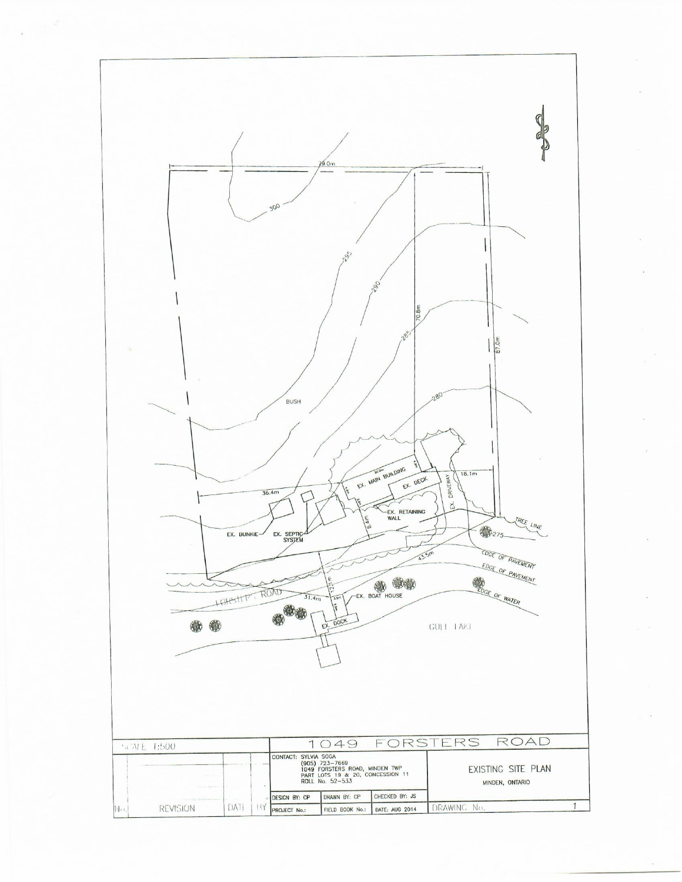79.0m

300

295

290

285

280

275

70.8m

87.0m

BUSH

36.4m

18.1m

EX. MAIN BUILDING

EX. DECK

EX. DRIVEWAY

EX. RETAINING WALL

8.4m

EX. BUNKIE

EX. SEPTIC SYSTEM

TREE LINE

43.5m

EDGE OF PAVEMENT

EDGE OF PAVEMENT

EDGE OF WATER

FORSTERS ROAD

31.4m

12.1m

EX. BOAT HOUSE

EX. DOCK

GULL LAKE

# 1049 FORSTERS ROAD

| SCALE 1:500 | | | CONTACT: SYLVIA SOGA (905) 723-7669 1049 FORSTERS ROAD, MINDEN TWP PART LOTS 19 & 20, CONCESSION 11 ROLL No. 52-533 | | | EXISTING SITE PLAN MINDEN, ONTARIO |
|---|---|---|---|---|---|---|
| | | | DESIGN BY: CP | DRAWN BY: CP | CHECKED BY: JS | |
| No. REVISION | DATE | BY | PROJECT No.: | FIELD BOOK No.: | DATE: AUG 2014 | DRAWING No. 1 |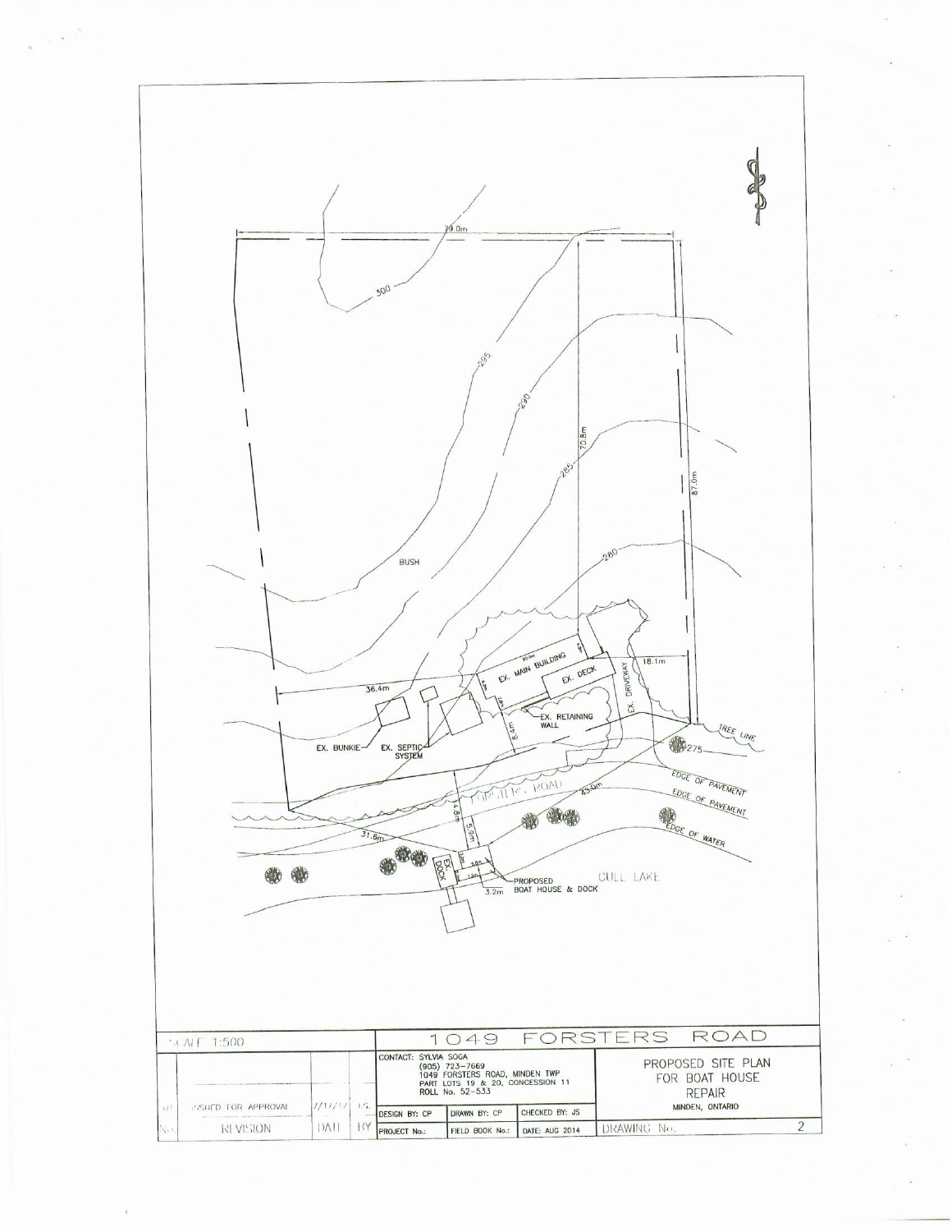79.0m

300

295

290

285

70.8m

87.0m

280

BUSH

EX. MAIN BUILDING

EX. DECK

EX. DRIVEWAY

18.1m

36.4m

EX. RETAINING WALL

8.4m

EX. BUNKIE

EX. SEPTIC SYSTEM

TREE LINE

275

EDGE OF PAVEMENT

FORSTERS ROAD

43.0m

EDGE OF PAVEMENT

4.8m

5.9m

EDGE OF WATER

31.6m

EX. DOCK

PROPOSED BOAT HOUSE & DOCK

3.2m

GULL LAKE

SCALE 1:500

# 1049 FORSTERS ROAD

CONTACT: SYLVIA SOGA
(905) 723-7669
1049 FORSTERS ROAD, MINDEN TWP
PART LOTS 19 & 20, CONCESSION 11
ROLL No. 52-533

PROPOSED SITE PLAN FOR BOAT HOUSE REPAIR
MINDEN, ONTARIO

| No. | REVISION | DATE | BY |
|---|---|---|---|
| 01 | ISSUED FOR APPROVAL | 7/17/17 | JS |

| | | |
|---|---|---|
| DESIGN BY: CP | DRAWN BY: CP | CHECKED BY: JS |
| PROJECT No.: | FIELD BOOK No.: | DATE: AUG 2014 |

DRAWING No. 2